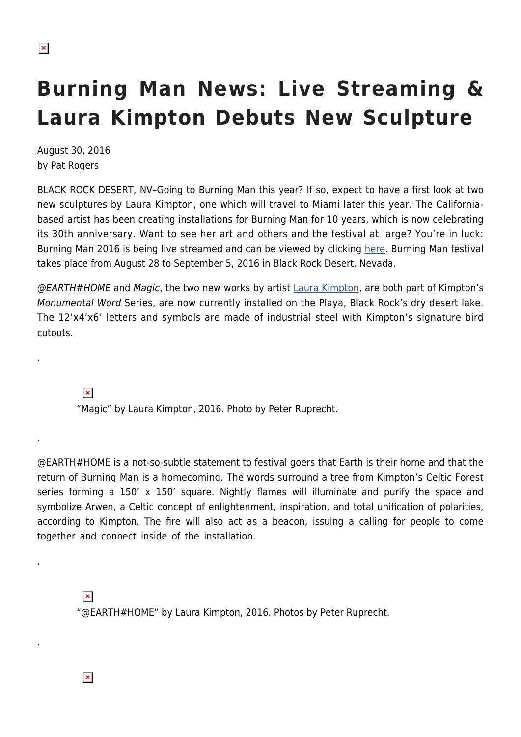# Burning Man News: Live Streaming & Laura Kimpton Debuts New Sculpture

August 30, 2016
by Pat Rogers

BLACK ROCK DESERT, NV–Going to Burning Man this year? If so, expect to have a first look at two new sculptures by Laura Kimpton, one which will travel to Miami later this year. The California-based artist has been creating installations for Burning Man for 10 years, which is now celebrating its 30th anniversary. Want to see her art and others and the festival at large? You're in luck: Burning Man 2016 is being live streamed and can be viewed by clicking here. Burning Man festival takes place from August 28 to September 5, 2016 in Black Rock Desert, Nevada.

*@EARTH#HOME* and *Magic*, the two new works by artist Laura Kimpton, are both part of Kimpton's *Monumental Word* Series, are now currently installed on the Playa, Black Rock's dry desert lake. The 12'x4'x6' letters and symbols are made of industrial steel with Kimpton's signature bird cutouts.

.

"Magic" by Laura Kimpton, 2016. Photo by Peter Ruprecht.

.

@EARTH#HOME is a not-so-subtle statement to festival goers that Earth is their home and that the return of Burning Man is a homecoming. The words surround a tree from Kimpton's Celtic Forest series forming a 150' x 150' square. Nightly flames will illuminate and purify the space and symbolize Arwen, a Celtic concept of enlightenment, inspiration, and total unification of polarities, according to Kimpton. The fire will also act as a beacon, issuing a calling for people to come together and connect inside of the installation.

.

"@EARTH#HOME" by Laura Kimpton, 2016. Photos by Peter Ruprecht.

.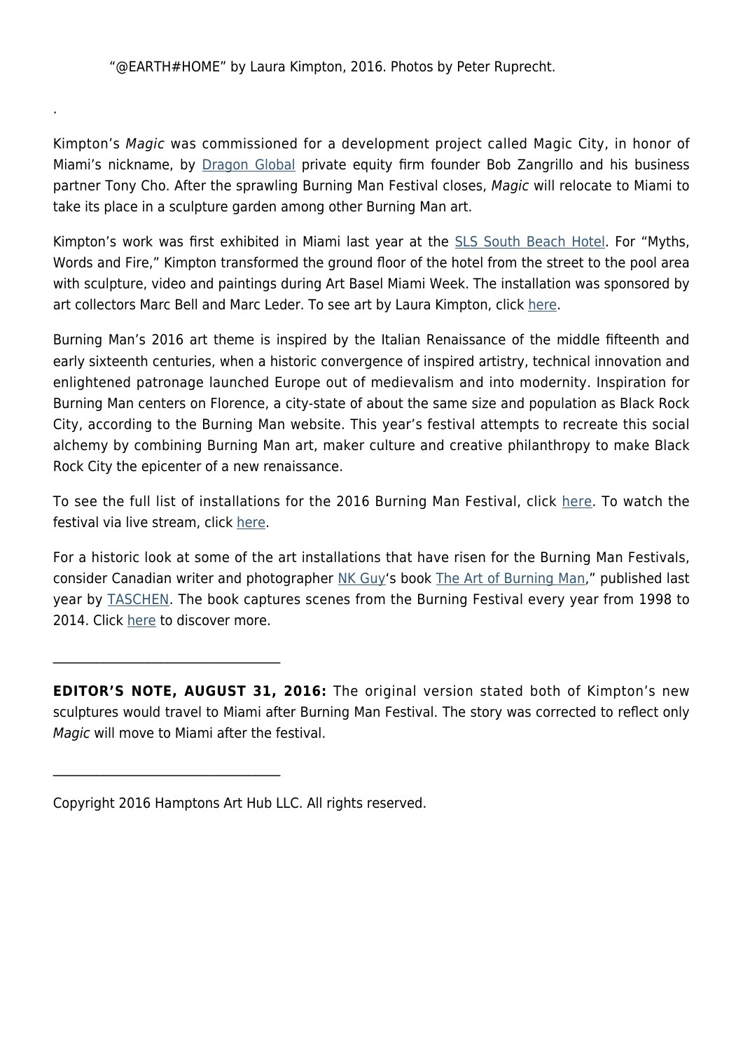"@EARTH#HOME" by Laura Kimpton, 2016. Photos by Peter Ruprecht.

.

Kimpton's *Magic* was commissioned for a development project called Magic City, in honor of Miami's nickname, by Dragon Global private equity firm founder Bob Zangrillo and his business partner Tony Cho. After the sprawling Burning Man Festival closes, *Magic* will relocate to Miami to take its place in a sculpture garden among other Burning Man art.

Kimpton's work was first exhibited in Miami last year at the SLS South Beach Hotel. For "Myths, Words and Fire," Kimpton transformed the ground floor of the hotel from the street to the pool area with sculpture, video and paintings during Art Basel Miami Week. The installation was sponsored by art collectors Marc Bell and Marc Leder. To see art by Laura Kimpton, click here.

Burning Man's 2016 art theme is inspired by the Italian Renaissance of the middle fifteenth and early sixteenth centuries, when a historic convergence of inspired artistry, technical innovation and enlightened patronage launched Europe out of medievalism and into modernity. Inspiration for Burning Man centers on Florence, a city-state of about the same size and population as Black Rock City, according to the Burning Man website. This year's festival attempts to recreate this social alchemy by combining Burning Man art, maker culture and creative philanthropy to make Black Rock City the epicenter of a new renaissance.

To see the full list of installations for the 2016 Burning Man Festival, click here. To watch the festival via live stream, click here.

For a historic look at some of the art installations that have risen for the Burning Man Festivals, consider Canadian writer and photographer NK Guy's book The Art of Burning Man," published last year by TASCHEN. The book captures scenes from the Burning Festival every year from 1998 to 2014. Click here to discover more.

---

**EDITOR'S NOTE, AUGUST 31, 2016:** The original version stated both of Kimpton's new sculptures would travel to Miami after Burning Man Festival. The story was corrected to reflect only *Magic* will move to Miami after the festival.

---

Copyright 2016 Hamptons Art Hub LLC. All rights reserved.